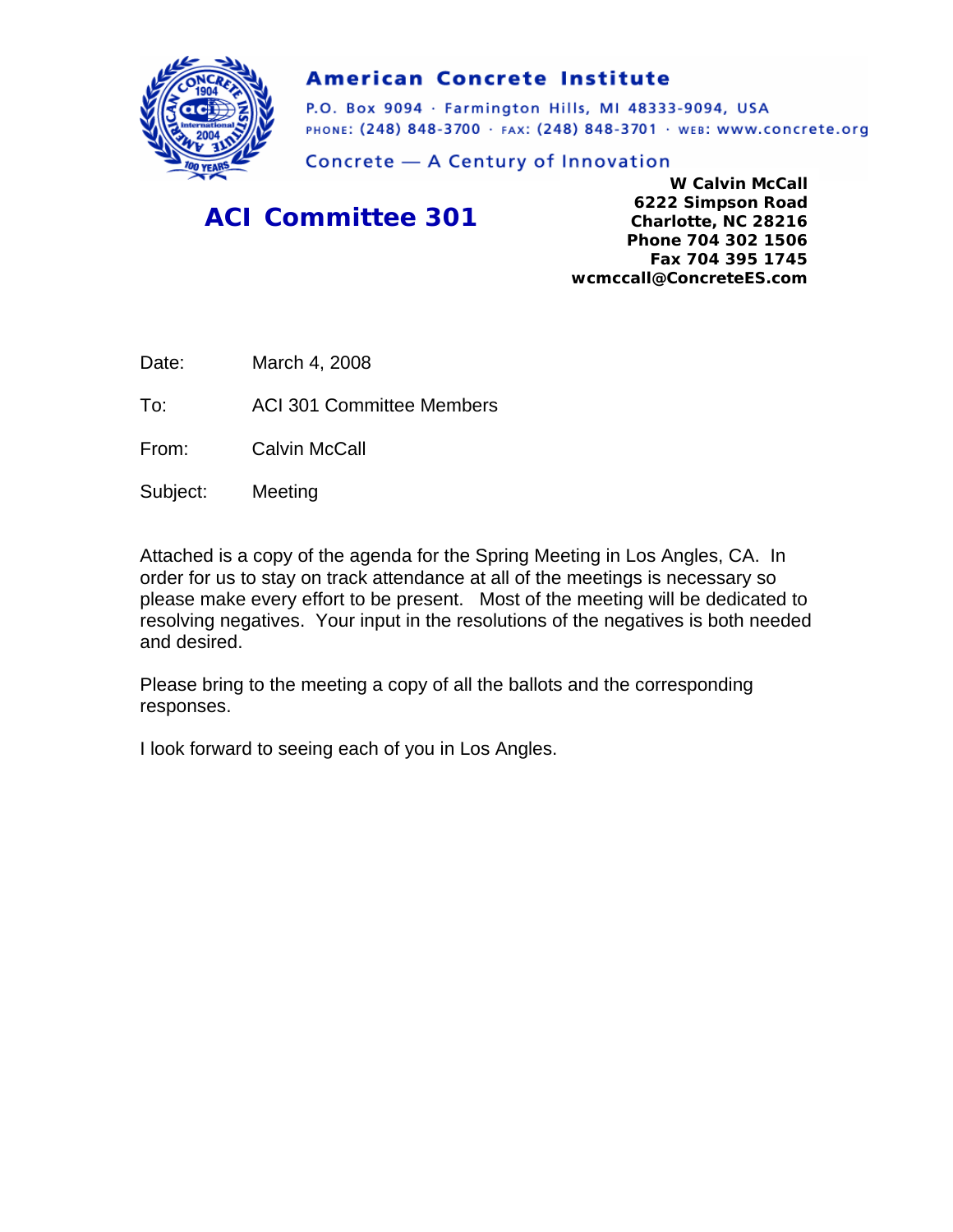**American Concrete Institute**

P.O. Box 9094 · Farmington Hills, MI 48333-9094, USA
PHONE: (248) 848-3700 · FAX: (248) 848-3701 · WEB: www.concrete.org

Concrete — A Century of Innovation

## ACI Committee 301

**W Calvin McCall**
**6222 Simpson Road**
**Charlotte, NC 28216**
**Phone 704 302 1506**
**Fax 704 395 1745**
**wcmccall@ConcreteES.com**

Date: March 4, 2008

To: ACI 301 Committee Members

From: Calvin McCall

Subject: Meeting

Attached is a copy of the agenda for the Spring Meeting in Los Angles, CA. In order for us to stay on track attendance at all of the meetings is necessary so please make every effort to be present. Most of the meeting will be dedicated to resolving negatives. Your input in the resolutions of the negatives is both needed and desired.

Please bring to the meeting a copy of all the ballots and the corresponding responses.

I look forward to seeing each of you in Los Angles.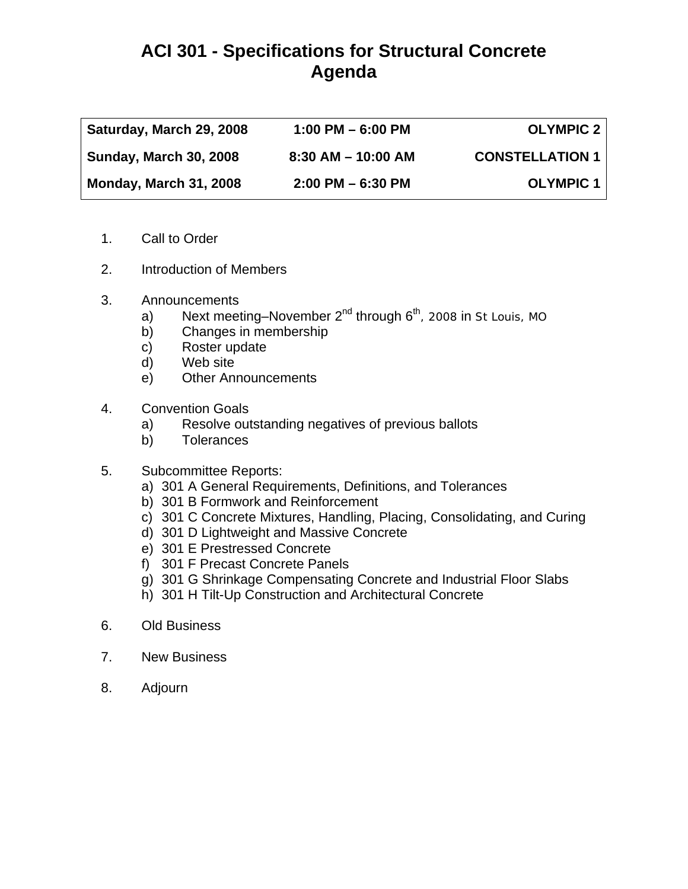# ACI 301 - Specifications for Structural Concrete
# Agenda

| Saturday, March 29, 2008 | 1:00 PM – 6:00 PM | OLYMPIC 2 |
|---|---|---|
| Sunday, March 30, 2008 | 8:30 AM – 10:00 AM | CONSTELLATION 1 |
| Monday, March 31, 2008 | 2:00 PM – 6:30 PM | OLYMPIC 1 |

1. Call to Order

2. Introduction of Members

3. Announcements
   a) Next meeting–November 2nd through 6th, 2008 in St Louis, MO
   b) Changes in membership
   c) Roster update
   d) Web site
   e) Other Announcements

4. Convention Goals
   a) Resolve outstanding negatives of previous ballots
   b) Tolerances

5. Subcommittee Reports:
   a) 301 A General Requirements, Definitions, and Tolerances
   b) 301 B Formwork and Reinforcement
   c) 301 C Concrete Mixtures, Handling, Placing, Consolidating, and Curing
   d) 301 D Lightweight and Massive Concrete
   e) 301 E Prestressed Concrete
   f) 301 F Precast Concrete Panels
   g) 301 G Shrinkage Compensating Concrete and Industrial Floor Slabs
   h) 301 H Tilt-Up Construction and Architectural Concrete

6. Old Business

7. New Business

8. Adjourn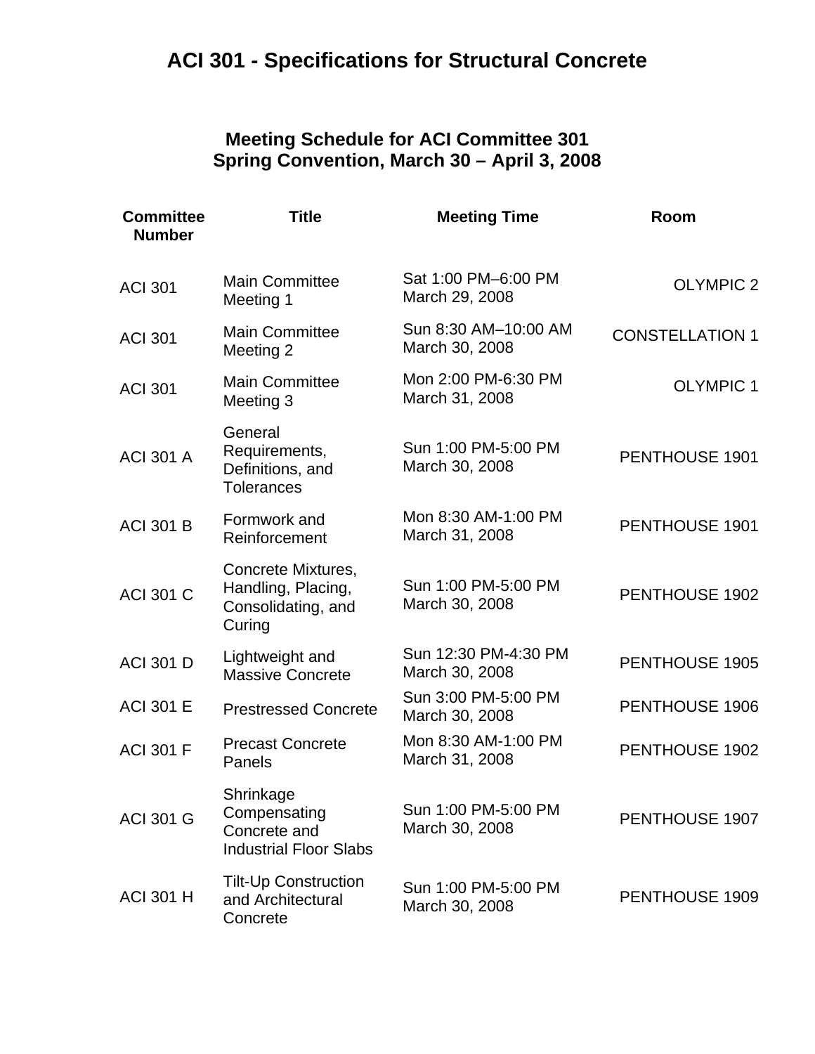# ACI 301 - Specifications for Structural Concrete

## Meeting Schedule for ACI Committee 301
## Spring Convention, March 30 – April 3, 2008

| Committee Number | Title | Meeting Time | Room |
|---|---|---|---|
| ACI 301 | Main Committee Meeting 1 | Sat 1:00 PM–6:00 PM March 29, 2008 | OLYMPIC 2 |
| ACI 301 | Main Committee Meeting 2 | Sun 8:30 AM–10:00 AM March 30, 2008 | CONSTELLATION 1 |
| ACI 301 | Main Committee Meeting 3 | Mon 2:00 PM-6:30 PM March 31, 2008 | OLYMPIC 1 |
| ACI 301 A | General Requirements, Definitions, and Tolerances | Sun 1:00 PM-5:00 PM March 30, 2008 | PENTHOUSE 1901 |
| ACI 301 B | Formwork and Reinforcement | Mon 8:30 AM-1:00 PM March 31, 2008 | PENTHOUSE 1901 |
| ACI 301 C | Concrete Mixtures, Handling, Placing, Consolidating, and Curing | Sun 1:00 PM-5:00 PM March 30, 2008 | PENTHOUSE 1902 |
| ACI 301 D | Lightweight and Massive Concrete | Sun 12:30 PM-4:30 PM March 30, 2008 | PENTHOUSE 1905 |
| ACI 301 E | Prestressed Concrete | Sun 3:00 PM-5:00 PM March 30, 2008 | PENTHOUSE 1906 |
| ACI 301 F | Precast Concrete Panels | Mon 8:30 AM-1:00 PM March 31, 2008 | PENTHOUSE 1902 |
| ACI 301 G | Shrinkage Compensating Concrete and Industrial Floor Slabs | Sun 1:00 PM-5:00 PM March 30, 2008 | PENTHOUSE 1907 |
| ACI 301 H | Tilt-Up Construction and Architectural Concrete | Sun 1:00 PM-5:00 PM March 30, 2008 | PENTHOUSE 1909 |